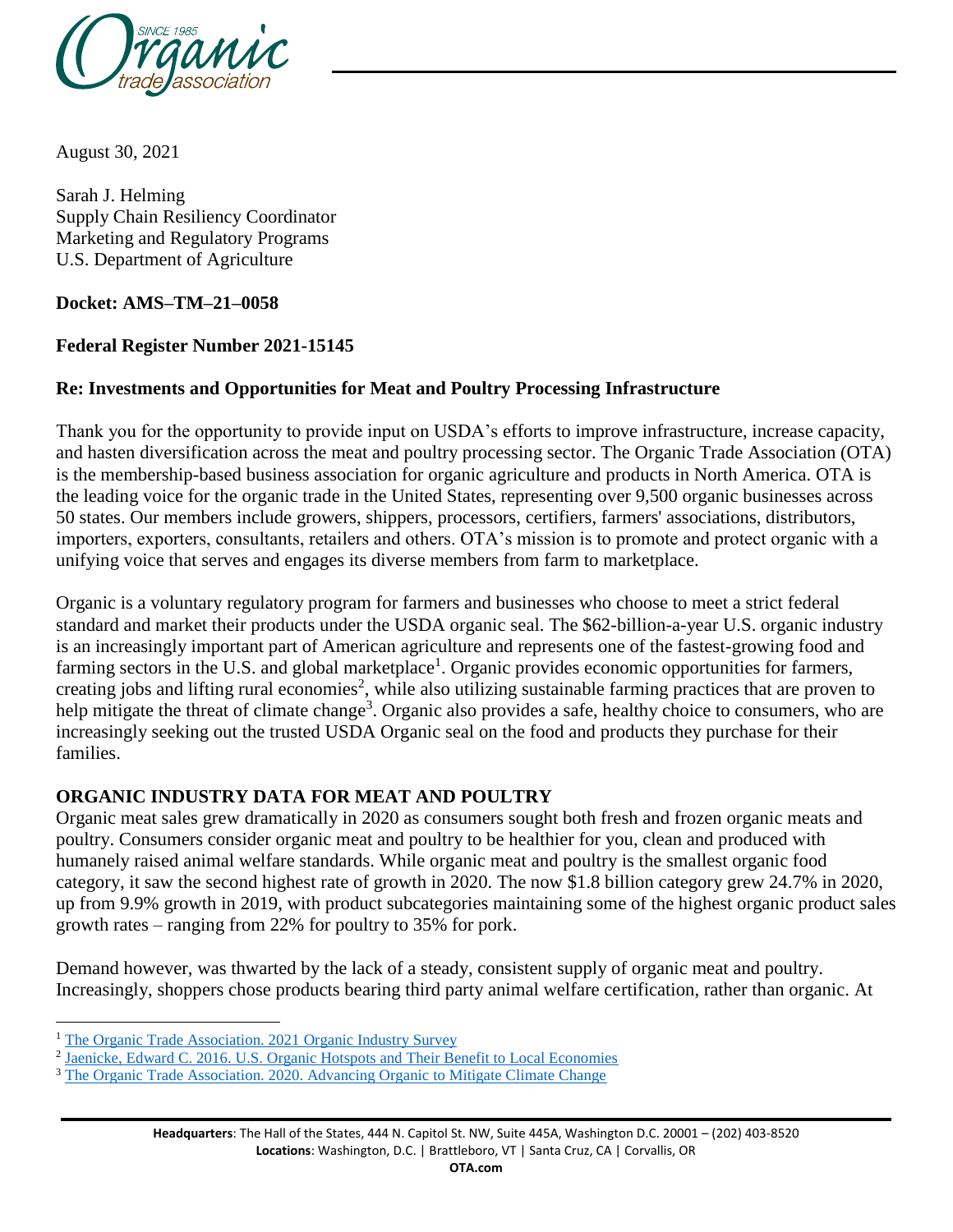August 30, 2021

Sarah J. Helming
Supply Chain Resiliency Coordinator
Marketing and Regulatory Programs
U.S. Department of Agriculture

**Docket: AMS–TM–21–0058**

**Federal Register Number 2021-15145**

**Re: Investments and Opportunities for Meat and Poultry Processing Infrastructure**

Thank you for the opportunity to provide input on USDA's efforts to improve infrastructure, increase capacity, and hasten diversification across the meat and poultry processing sector. The Organic Trade Association (OTA) is the membership-based business association for organic agriculture and products in North America. OTA is the leading voice for the organic trade in the United States, representing over 9,500 organic businesses across 50 states. Our members include growers, shippers, processors, certifiers, farmers' associations, distributors, importers, exporters, consultants, retailers and others. OTA's mission is to promote and protect organic with a unifying voice that serves and engages its diverse members from farm to marketplace.

Organic is a voluntary regulatory program for farmers and businesses who choose to meet a strict federal standard and market their products under the USDA organic seal. The $62-billion-a-year U.S. organic industry is an increasingly important part of American agriculture and represents one of the fastest-growing food and farming sectors in the U.S. and global marketplace[1]. Organic provides economic opportunities for farmers, creating jobs and lifting rural economies[2], while also utilizing sustainable farming practices that are proven to help mitigate the threat of climate change[3]. Organic also provides a safe, healthy choice to consumers, who are increasingly seeking out the trusted USDA Organic seal on the food and products they purchase for their families.

## ORGANIC INDUSTRY DATA FOR MEAT AND POULTRY

Organic meat sales grew dramatically in 2020 as consumers sought both fresh and frozen organic meats and poultry. Consumers consider organic meat and poultry to be healthier for you, clean and produced with humanely raised animal welfare standards. While organic meat and poultry is the smallest organic food category, it saw the second highest rate of growth in 2020. The now $1.8 billion category grew 24.7% in 2020, up from 9.9% growth in 2019, with product subcategories maintaining some of the highest organic product sales growth rates – ranging from 22% for poultry to 35% for pork.

Demand however, was thwarted by the lack of a steady, consistent supply of organic meat and poultry. Increasingly, shoppers chose products bearing third party animal welfare certification, rather than organic. At

---

[1] The Organic Trade Association. 2021 Organic Industry Survey

[2] Jaenicke, Edward C. 2016. U.S. Organic Hotspots and Their Benefit to Local Economies

[3] The Organic Trade Association. 2020. Advancing Organic to Mitigate Climate Change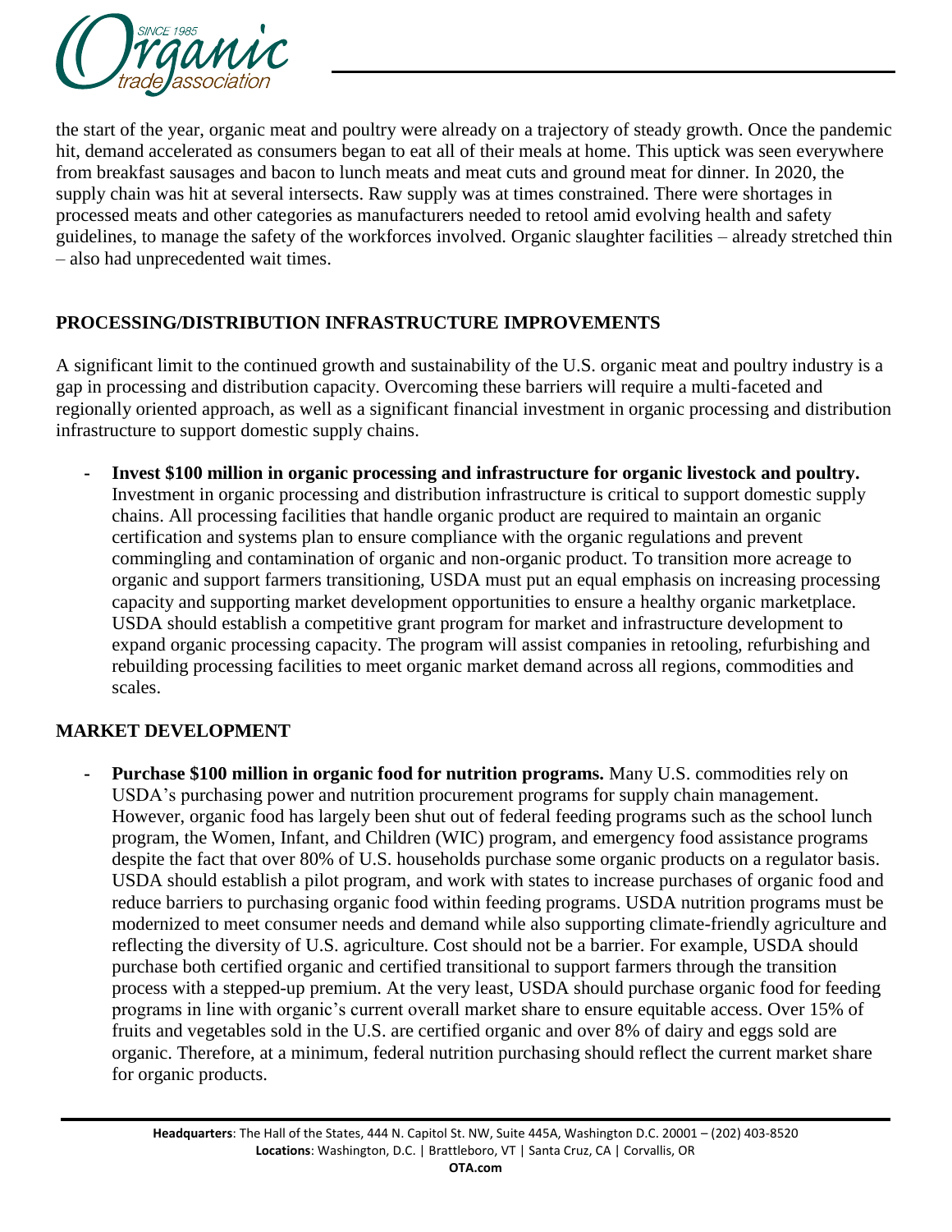the start of the year, organic meat and poultry were already on a trajectory of steady growth. Once the pandemic hit, demand accelerated as consumers began to eat all of their meals at home. This uptick was seen everywhere from breakfast sausages and bacon to lunch meats and meat cuts and ground meat for dinner. In 2020, the supply chain was hit at several intersects. Raw supply was at times constrained. There were shortages in processed meats and other categories as manufacturers needed to retool amid evolving health and safety guidelines, to manage the safety of the workforces involved. Organic slaughter facilities – already stretched thin – also had unprecedented wait times.

## PROCESSING/DISTRIBUTION INFRASTRUCTURE IMPROVEMENTS

A significant limit to the continued growth and sustainability of the U.S. organic meat and poultry industry is a gap in processing and distribution capacity. Overcoming these barriers will require a multi-faceted and regionally oriented approach, as well as a significant financial investment in organic processing and distribution infrastructure to support domestic supply chains.

- **Invest $100 million in organic processing and infrastructure for organic livestock and poultry.** Investment in organic processing and distribution infrastructure is critical to support domestic supply chains. All processing facilities that handle organic product are required to maintain an organic certification and systems plan to ensure compliance with the organic regulations and prevent commingling and contamination of organic and non-organic product. To transition more acreage to organic and support farmers transitioning, USDA must put an equal emphasis on increasing processing capacity and supporting market development opportunities to ensure a healthy organic marketplace. USDA should establish a competitive grant program for market and infrastructure development to expand organic processing capacity. The program will assist companies in retooling, refurbishing and rebuilding processing facilities to meet organic market demand across all regions, commodities and scales.

## MARKET DEVELOPMENT

- **Purchase $100 million in organic food for nutrition programs.** Many U.S. commodities rely on USDA's purchasing power and nutrition procurement programs for supply chain management. However, organic food has largely been shut out of federal feeding programs such as the school lunch program, the Women, Infant, and Children (WIC) program, and emergency food assistance programs despite the fact that over 80% of U.S. households purchase some organic products on a regulator basis. USDA should establish a pilot program, and work with states to increase purchases of organic food and reduce barriers to purchasing organic food within feeding programs. USDA nutrition programs must be modernized to meet consumer needs and demand while also supporting climate-friendly agriculture and reflecting the diversity of U.S. agriculture. Cost should not be a barrier. For example, USDA should purchase both certified organic and certified transitional to support farmers through the transition process with a stepped-up premium. At the very least, USDA should purchase organic food for feeding programs in line with organic's current overall market share to ensure equitable access. Over 15% of fruits and vegetables sold in the U.S. are certified organic and over 8% of dairy and eggs sold are organic. Therefore, at a minimum, federal nutrition purchasing should reflect the current market share for organic products.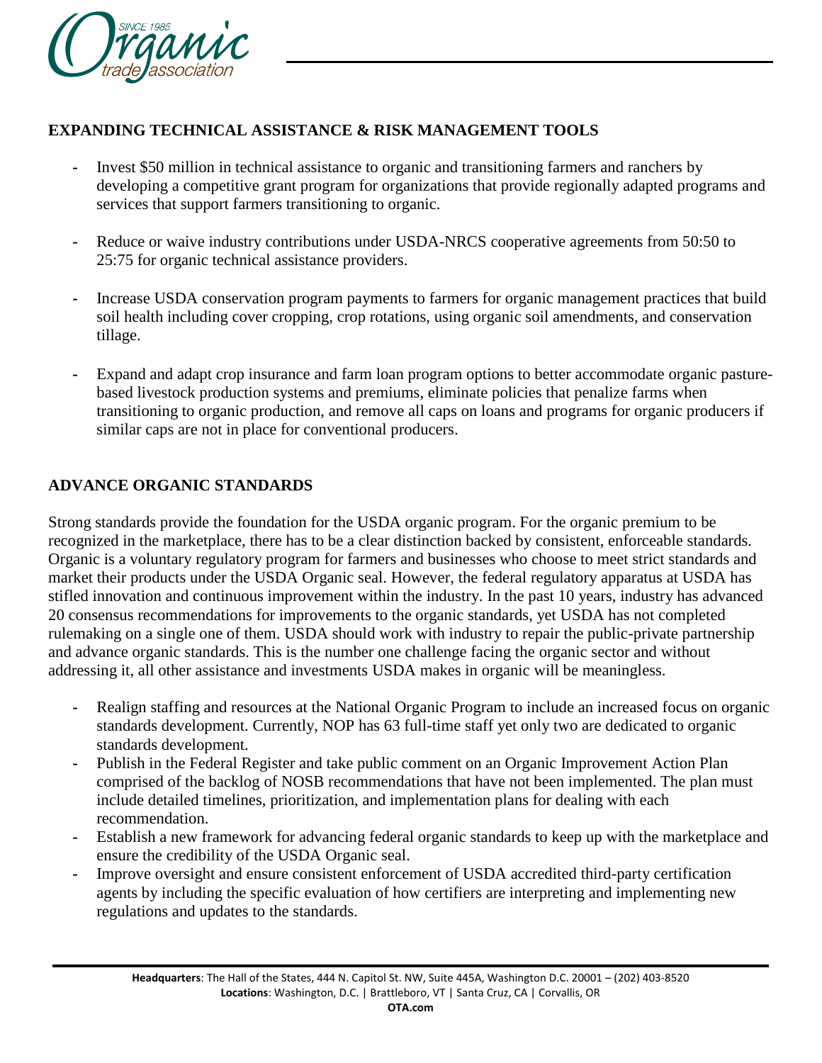## EXPANDING TECHNICAL ASSISTANCE & RISK MANAGEMENT TOOLS

- Invest $50 million in technical assistance to organic and transitioning farmers and ranchers by developing a competitive grant program for organizations that provide regionally adapted programs and services that support farmers transitioning to organic.
- Reduce or waive industry contributions under USDA-NRCS cooperative agreements from 50:50 to 25:75 for organic technical assistance providers.
- Increase USDA conservation program payments to farmers for organic management practices that build soil health including cover cropping, crop rotations, using organic soil amendments, and conservation tillage.
- Expand and adapt crop insurance and farm loan program options to better accommodate organic pasture-based livestock production systems and premiums, eliminate policies that penalize farms when transitioning to organic production, and remove all caps on loans and programs for organic producers if similar caps are not in place for conventional producers.

## ADVANCE ORGANIC STANDARDS

Strong standards provide the foundation for the USDA organic program. For the organic premium to be recognized in the marketplace, there has to be a clear distinction backed by consistent, enforceable standards. Organic is a voluntary regulatory program for farmers and businesses who choose to meet strict standards and market their products under the USDA Organic seal. However, the federal regulatory apparatus at USDA has stifled innovation and continuous improvement within the industry. In the past 10 years, industry has advanced 20 consensus recommendations for improvements to the organic standards, yet USDA has not completed rulemaking on a single one of them. USDA should work with industry to repair the public-private partnership and advance organic standards. This is the number one challenge facing the organic sector and without addressing it, all other assistance and investments USDA makes in organic will be meaningless.

- Realign staffing and resources at the National Organic Program to include an increased focus on organic standards development. Currently, NOP has 63 full-time staff yet only two are dedicated to organic standards development.
- Publish in the Federal Register and take public comment on an Organic Improvement Action Plan comprised of the backlog of NOSB recommendations that have not been implemented. The plan must include detailed timelines, prioritization, and implementation plans for dealing with each recommendation.
- Establish a new framework for advancing federal organic standards to keep up with the marketplace and ensure the credibility of the USDA Organic seal.
- Improve oversight and ensure consistent enforcement of USDA accredited third-party certification agents by including the specific evaluation of how certifiers are interpreting and implementing new regulations and updates to the standards.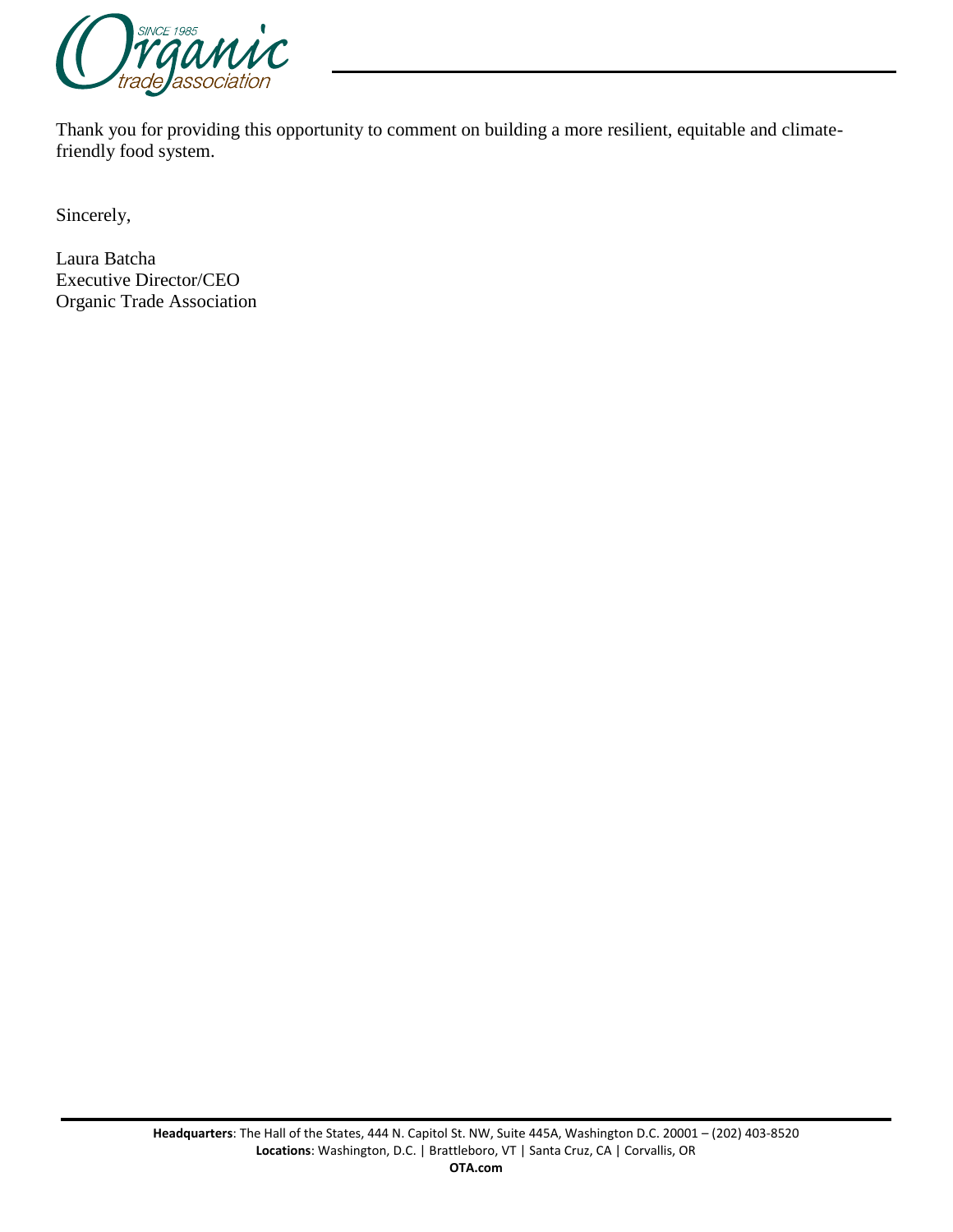Thank you for providing this opportunity to comment on building a more resilient, equitable and climate-friendly food system.

Sincerely,

Laura Batcha
Executive Director/CEO
Organic Trade Association